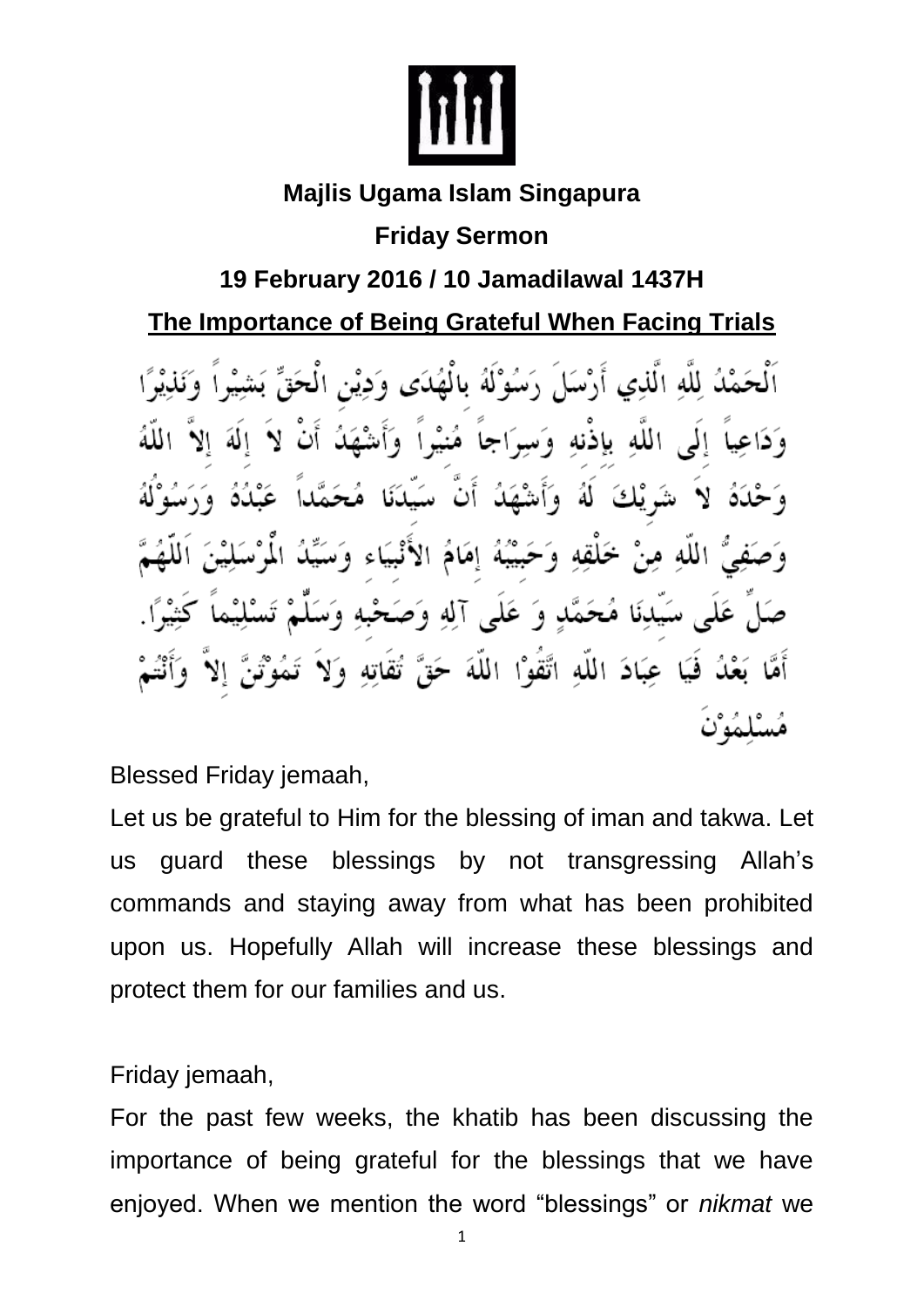**Majlis Ugama Islam Singapura**

**Friday Sermon**

**19 February 2016 / 10 Jamadilawal 1437H**

## The Importance of Being Grateful When Facing Trials

اَلْحَمْدُ لِلَّهِ الَّذِي أَرْسَلَ رَسُوْلَهُ بِالْهُدَى وَدِيْنِ الْحَقِّ بَشِيْرًا وَنَذِيْرًا وَدَاعِياً إِلَى اللَّهِ بِإِذْنِهِ وَسِرَاجاً مُنِيْراً وَأَشْهَدُ أَنْ لاَ إِلَهَ إِلاَّ اللّهُ وَحْدَهُ لاَ شَرِيْكَ لَهُ وَأَشْهَدُ أَنَّ سَيِّدَنَا مُحَمَّداً عَبْدُهُ وَرَسُوْلُهُ وَصَفِيُّ اللّهِ مِنْ خَلْقِهِ وَحَبِيْبُهُ إِمَامُ الأَنْبِيَاء وَسَيِّدُ الْمُرْسَلِيْنَ اَللّهُمَّ صَلِّ عَلَى سَيِّدِنَا مُحَمَّدٍ وَ عَلَى آلِهِ وَصَحْبِهِ وَسَلِّمْ تَسْلِيْماً كَثِيْرًا. أَمَّا بَعْدُ فَيَا عِبَادَ اللّهِ اتَّقُوْا اللّهَ حَقَّ تُقَاتِهِ وَلاَ تَمُوْتُنَّ إِلاَّ وَأَنْتُمْ مُسْلِمُوْنَ

Blessed Friday jemaah,

Let us be grateful to Him for the blessing of iman and takwa. Let us guard these blessings by not transgressing Allah's commands and staying away from what has been prohibited upon us. Hopefully Allah will increase these blessings and protect them for our families and us.

Friday jemaah,

For the past few weeks, the khatib has been discussing the importance of being grateful for the blessings that we have enjoyed. When we mention the word "blessings" or *nikmat* we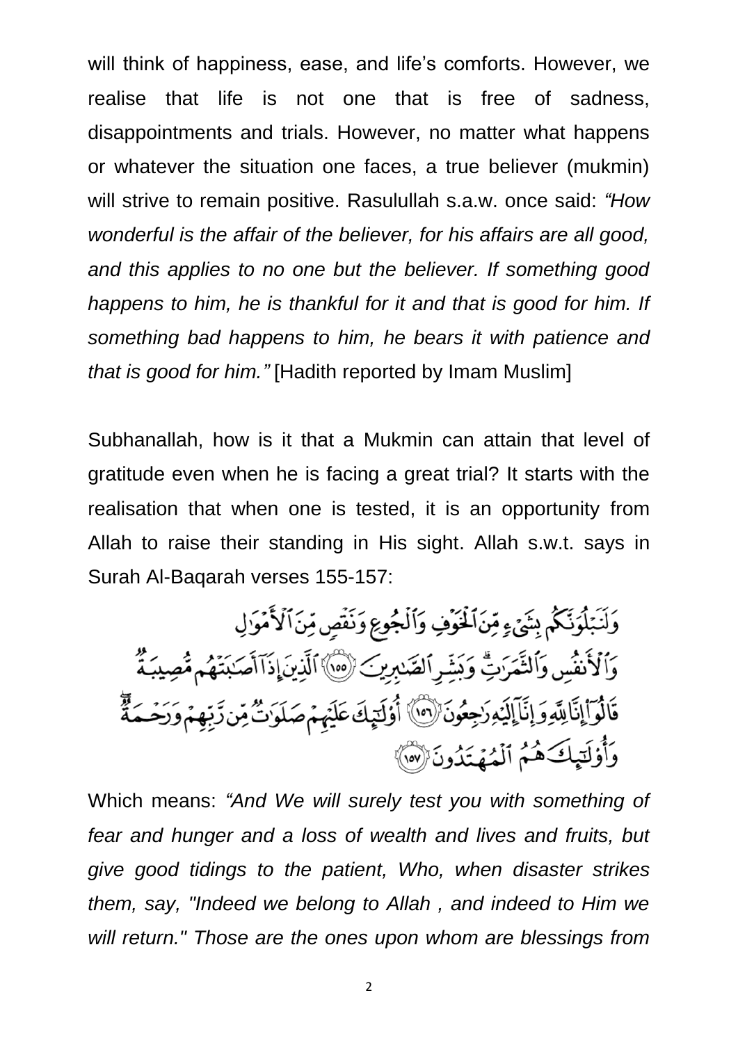will think of happiness, ease, and life's comforts. However, we realise that life is not one that is free of sadness, disappointments and trials. However, no matter what happens or whatever the situation one faces, a true believer (mukmin) will strive to remain positive. Rasulullah s.a.w. once said: *"How wonderful is the affair of the believer, for his affairs are all good, and this applies to no one but the believer. If something good happens to him, he is thankful for it and that is good for him. If something bad happens to him, he bears it with patience and that is good for him."* [Hadith reported by Imam Muslim]

Subhanallah, how is it that a Mukmin can attain that level of gratitude even when he is facing a great trial? It starts with the realisation that when one is tested, it is an opportunity from Allah to raise their standing in His sight. Allah s.w.t. says in Surah Al-Baqarah verses 155-157:

وَلَنَبْلُوَنَّكُم بِشَيْءٍ مِّنَ ٱلْخَوْفِ وَٱلْجُوعِ وَنَقْصٍ مِّنَ ٱلْأَمْوَٰلِ وَٱلْأَنفُسِ وَٱلثَّمَرَٰتِ ۗ وَبَشِّرِ ٱلصَّٰبِرِينَ ﴿١٥٥﴾ ٱلَّذِينَ إِذَآ أَصَٰبَتْهُم مُّصِيبَةٌ قَالُوٓا۟ إِنَّا لِلَّهِ وَإِنَّآ إِلَيْهِ رَٰجِعُونَ ﴿١٥٦﴾ أُو۟لَٰٓئِكَ عَلَيْهِمْ صَلَوَٰتٌ مِّن رَّبِّهِمْ وَرَحْمَةٌ ۖ وَأُو۟لَٰٓئِكَ هُمُ ٱلْمُهْتَدُونَ ﴿١٥٧﴾

Which means: *"And We will surely test you with something of fear and hunger and a loss of wealth and lives and fruits, but give good tidings to the patient, Who, when disaster strikes them, say, "Indeed we belong to Allah , and indeed to Him we will return." Those are the ones upon whom are blessings from*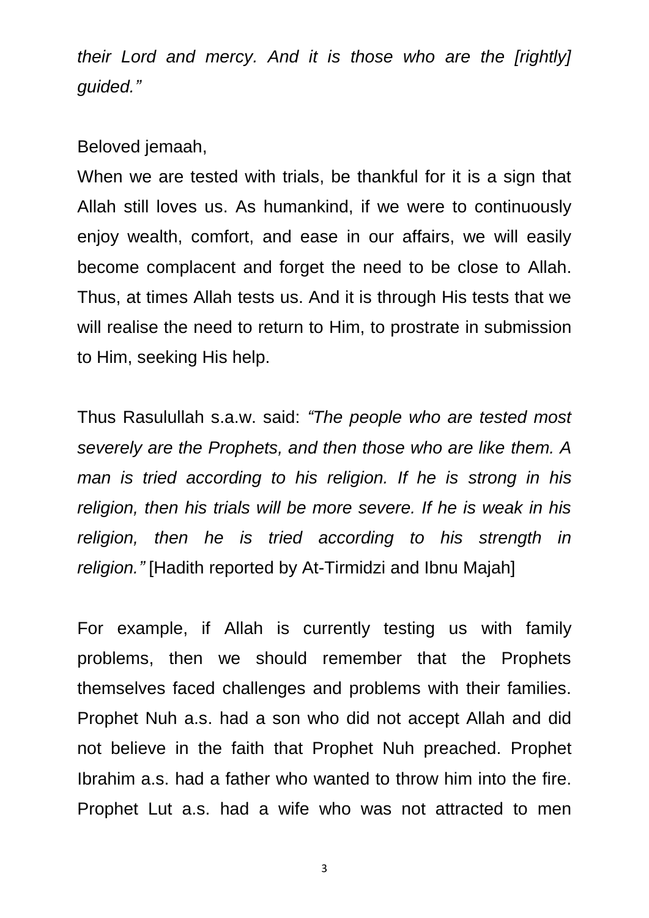*their Lord and mercy. And it is those who are the [rightly] guided."*

Beloved jemaah,

When we are tested with trials, be thankful for it is a sign that Allah still loves us. As humankind, if we were to continuously enjoy wealth, comfort, and ease in our affairs, we will easily become complacent and forget the need to be close to Allah. Thus, at times Allah tests us. And it is through His tests that we will realise the need to return to Him, to prostrate in submission to Him, seeking His help.

Thus Rasulullah s.a.w. said: *"The people who are tested most severely are the Prophets, and then those who are like them. A man is tried according to his religion. If he is strong in his religion, then his trials will be more severe. If he is weak in his religion, then he is tried according to his strength in religion."* [Hadith reported by At-Tirmidzi and Ibnu Majah]

For example, if Allah is currently testing us with family problems, then we should remember that the Prophets themselves faced challenges and problems with their families. Prophet Nuh a.s. had a son who did not accept Allah and did not believe in the faith that Prophet Nuh preached. Prophet Ibrahim a.s. had a father who wanted to throw him into the fire. Prophet Lut a.s. had a wife who was not attracted to men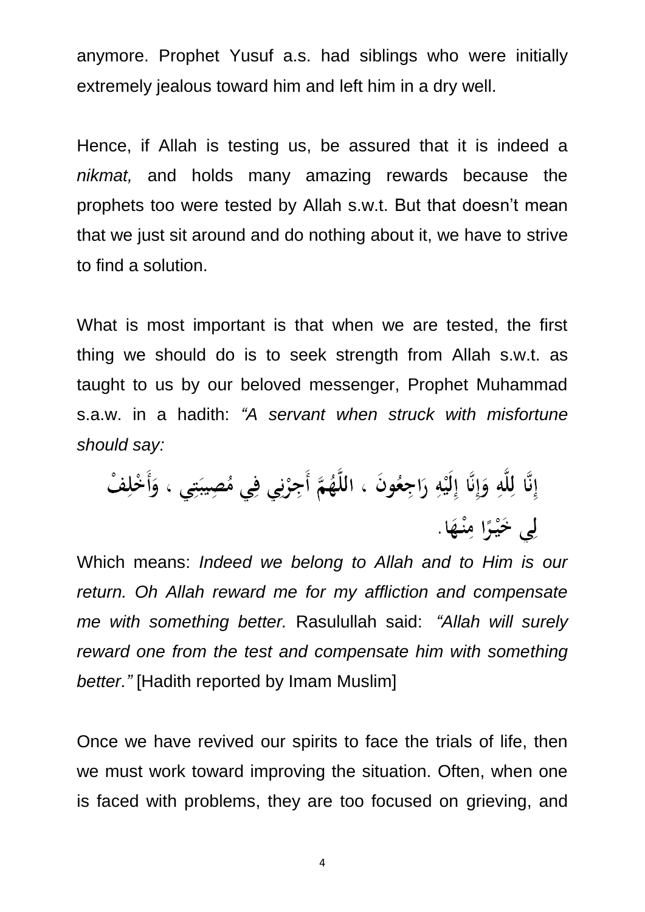anymore. Prophet Yusuf a.s. had siblings who were initially extremely jealous toward him and left him in a dry well.

Hence, if Allah is testing us, be assured that it is indeed a *nikmat,* and holds many amazing rewards because the prophets too were tested by Allah s.w.t. But that doesn't mean that we just sit around and do nothing about it, we have to strive to find a solution.

What is most important is that when we are tested, the first thing we should do is to seek strength from Allah s.w.t. as taught to us by our beloved messenger, Prophet Muhammad s.a.w. in a hadith: *"A servant when struck with misfortune should say:*

إِنَّا لِلَّهِ وَإِنَّا إِلَيْهِ رَاجِعُونَ ، اللَّهُمَّ أَجِرْنِي فِي مُصِيبَتِي ، وَأَخْلِفْ لِي خَيْرًا مِنْهَا.

Which means: *Indeed we belong to Allah and to Him is our return. Oh Allah reward me for my affliction and compensate me with something better.* Rasulullah said: *"Allah will surely reward one from the test and compensate him with something better."* [Hadith reported by Imam Muslim]

Once we have revived our spirits to face the trials of life, then we must work toward improving the situation. Often, when one is faced with problems, they are too focused on grieving, and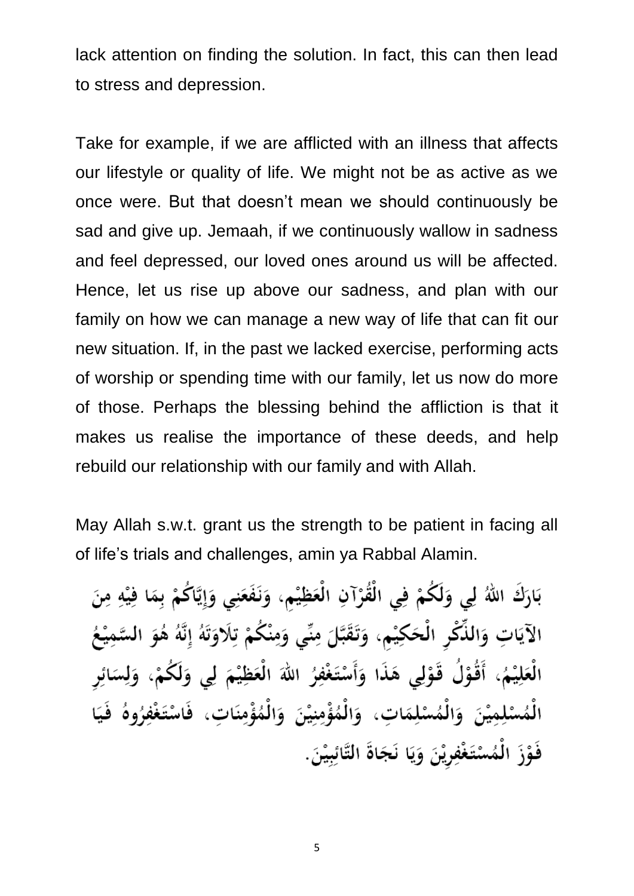lack attention on finding the solution. In fact, this can then lead to stress and depression.

Take for example, if we are afflicted with an illness that affects our lifestyle or quality of life. We might not be as active as we once were. But that doesn't mean we should continuously be sad and give up. Jemaah, if we continuously wallow in sadness and feel depressed, our loved ones around us will be affected. Hence, let us rise up above our sadness, and plan with our family on how we can manage a new way of life that can fit our new situation. If, in the past we lacked exercise, performing acts of worship or spending time with our family, let us now do more of those. Perhaps the blessing behind the affliction is that it makes us realise the importance of these deeds, and help rebuild our relationship with our family and with Allah.

May Allah s.w.t. grant us the strength to be patient in facing all of life's trials and challenges, amin ya Rabbal Alamin.

بَارَكَ اللهُ لِي وَلَكُمْ فِي الْقُرْآنِ الْعَظِيْمِ، وَنَفَعَنِي وَإِيَّاكُمْ بِمَا فِيْهِ مِنَ الآيَاتِ وَالذِّكْرِ الْحَكِيْمِ، وَتَقَبَّلَ مِنِّي وَمِنْكُمْ تِلَاوَتَهُ إِنَّهُ هُوَ السَّمِيْعُ الْعَلِيْمُ، أَقُوْلُ قَوْلِي هَذَا وَأَسْتَغْفِرُ اللهَ الْعَظِيْمَ لِي وَلَكُمْ، وَلِسَائِرِ الْمُسْلِمِيْنَ وَالْمُسْلِمَاتِ، وَالْمُؤْمِنِيْنَ وَالْمُؤْمِنَاتِ، فَاسْتَغْفِرُوهُ فَيَا فَوْزَ الْمُسْتَغْفِرِيْنَ وَيَا نَجَاةَ التَّائِبِيْنَ.